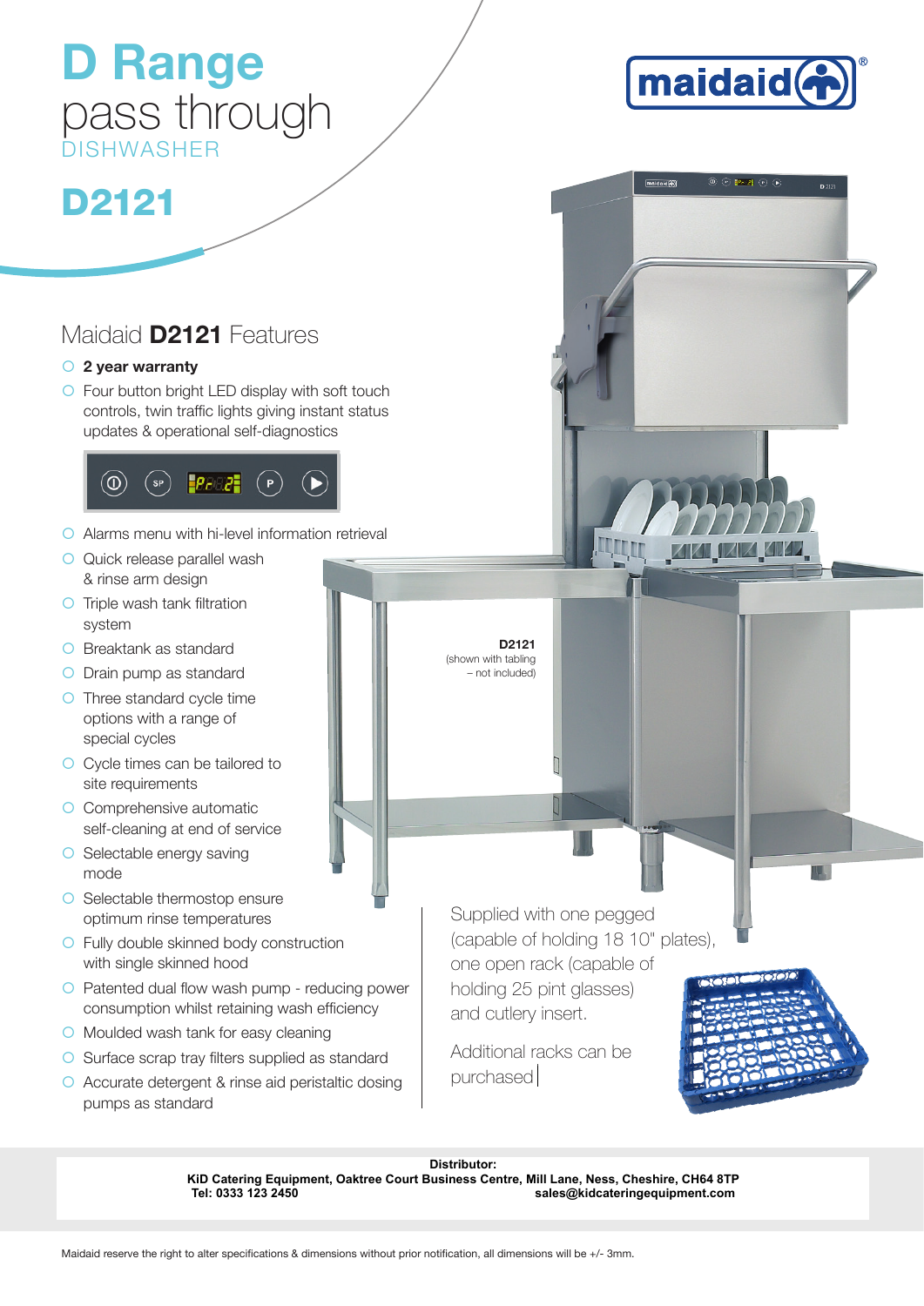# D Range pass through DISHWASHER

# D2121

## Maidaid **D2121** Features

- **2 year warranty**
- Four button bright LED display with soft touch controls, twin traffic lights giving instant status updates & operational self-diagnostics
- Alarms menu with hi-level information retrieval
- Quick release parallel wash & rinse arm design
- Triple wash tank filtration system
- Breaktank as standard
- Drain pump as standard
- Three standard cycle time options with a range of special cycles
- Cycle times can be tailored to site requirements
- Comprehensive automatic self-cleaning at end of service
- Selectable energy saving mode
- Selectable thermostop ensure optimum rinse temperatures
- Fully double skinned body construction with single skinned hood
- Patented dual flow wash pump - reducing power consumption whilst retaining wash efficiency
- Moulded wash tank for easy cleaning
- Surface scrap tray filters supplied as standard
- Accurate detergent & rinse aid peristaltic dosing pumps as standard

**D2121**
(shown with tabling – not included)

Supplied with one pegged (capable of holding 18 10" plates), one open rack (capable of holding 25 pint glasses) and cutlery insert.

Additional racks can be purchased

**Distributor:**
**KiD Catering Equipment, Oaktree Court Business Centre, Mill Lane, Ness, Cheshire, CH64 8TP**
**Tel: 0333 123 2450** **sales@kidcateringequipment.com**

Maidaid reserve the right to alter specifications & dimensions without prior notification, all dimensions will be +/- 3mm.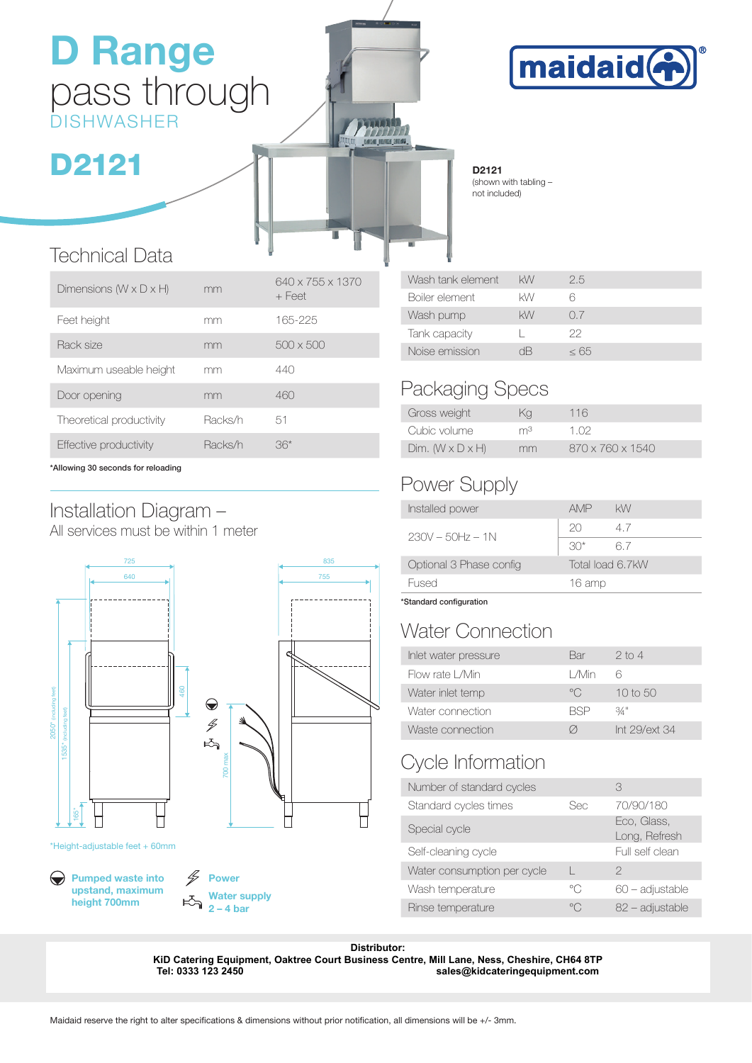# D Range

pass through

DISHWASHER

# D2121

**D2121**
(shown with tabling – not included)

## Technical Data

| | | |
|---|---|---|
| Dimensions (W x D x H) | mm | 640 x 755 x 1370 + Feet |
| Feet height | mm | 165-225 |
| Rack size | mm | 500 x 500 |
| Maximum useable height | mm | 440 |
| Door opening | mm | 460 |
| Theoretical productivity | Racks/h | 51 |
| Effective productivity | Racks/h | 36* |

*Allowing 30 seconds for reloading

| | | |
|---|---|---|
| Wash tank element | kW | 2.5 |
| Boiler element | kW | 6 |
| Wash pump | kW | 0.7 |
| Tank capacity | L | 22 |
| Noise emission | dB | ≤ 65 |

## Installation Diagram –

All services must be within 1 meter

725
640
835
755
460
2050* (including feet)
1535* (including feet)
165*
700 max

*Height-adjustable feet + 60mm

**Pumped waste into upstand, maximum height 700mm**

**Power**

**Water supply 2 – 4 bar**

## Packaging Specs

| | | |
|---|---|---|
| Gross weight | Kg | 116 |
| Cubic volume | m³ | 1.02 |
| Dim. (W x D x H) | mm | 870 x 760 x 1540 |

## Power Supply

| | | |
|---|---|---|
| Installed power | AMP | kW |
| 230V – 50Hz – 1N | 20 | 4.7 |
| | 30* | 6.7 |
| Optional 3 Phase config | Total load 6.7kW | |
| Fused | 16 amp | |

*Standard configuration

## Water Connection

| | | |
|---|---|---|
| Inlet water pressure | Bar | 2 to 4 |
| Flow rate L/Min | L/Min | 6 |
| Water inlet temp | °C | 10 to 50 |
| Water connection | BSP | ¾" |
| Waste connection | Ø | Int 29/ext 34 |

## Cycle Information

| | | |
|---|---|---|
| Number of standard cycles | | 3 |
| Standard cycles times | Sec | 70/90/180 |
| Special cycle | | Eco, Glass, Long, Refresh |
| Self-cleaning cycle | | Full self clean |
| Water consumption per cycle | L | 2 |
| Wash temperature | °C | 60 – adjustable |
| Rinse temperature | °C | 82 – adjustable |

**Distributor:**
**KiD Catering Equipment, Oaktree Court Business Centre, Mill Lane, Ness, Cheshire, CH64 8TP**
**Tel: 0333 123 2450** **sales@kidcateringequipment.com**

Maidaid reserve the right to alter specifications & dimensions without prior notification, all dimensions will be +/- 3mm.